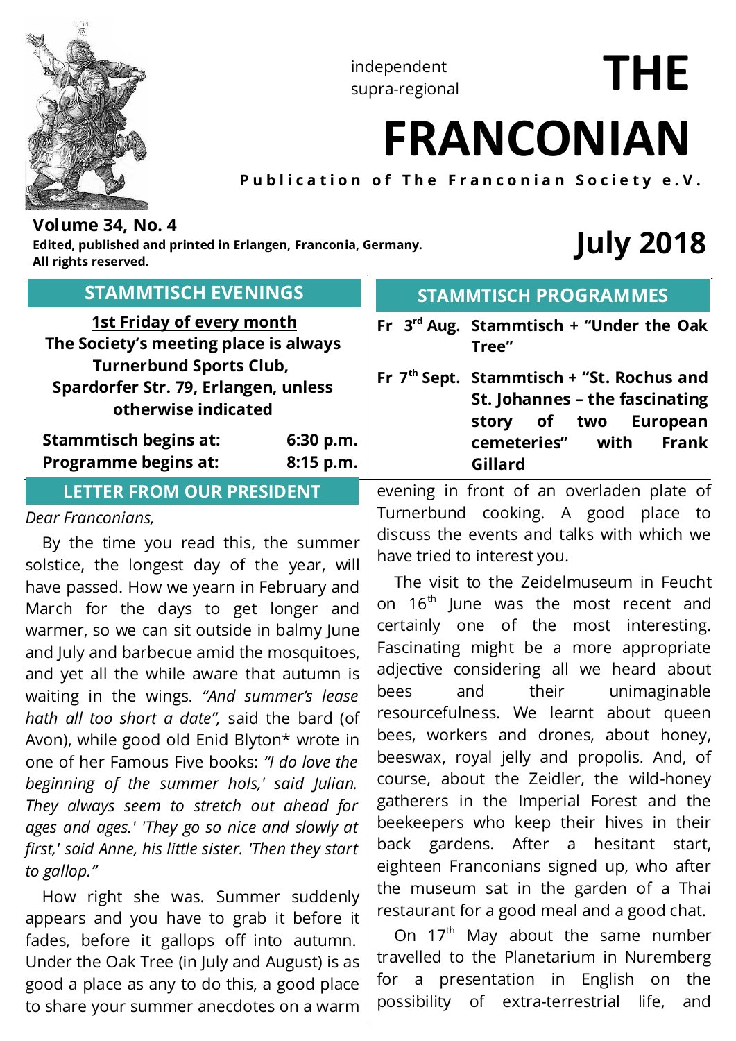independent
supra-regional

# THE FRANCONIAN

**Publication of The Franconian Society e.V.**

**Volume 34, No. 4**
**Edited, published and printed in Erlangen, Franconia, Germany.**
**All rights reserved.**

# July 2018

## STAMMTISCH EVENINGS

**1st Friday of every month**
**The Society's meeting place is always Turnerbund Sports Club, Spardorfer Str. 79, Erlangen, unless otherwise indicated**

| | |
|---|---|
| **Stammtisch begins at:** | **6:30 p.m.** |
| **Programme begins at:** | **8:15 p.m.** |

## STAMMTISCH PROGRAMMES

| | |
|---|---|
| **Fr 3rd Aug.** | **Stammtisch + "Under the Oak Tree"** |
| **Fr 7th Sept.** | **Stammtisch + "St. Rochus and St. Johannes – the fascinating story of two European cemeteries" with Frank Gillard** |

## LETTER FROM OUR PRESIDENT

*Dear Franconians,*

By the time you read this, the summer solstice, the longest day of the year, will have passed. How we yearn in February and March for the days to get longer and warmer, so we can sit outside in balmy June and July and barbecue amid the mosquitoes, and yet all the while aware that autumn is waiting in the wings. *"And summer's lease hath all too short a date",* said the bard (of Avon), while good old Enid Blyton* wrote in one of her Famous Five books: *"I do love the beginning of the summer hols,' said Julian. They always seem to stretch out ahead for ages and ages.' 'They go so nice and slowly at first,' said Anne, his little sister. 'Then they start to gallop."*

How right she was. Summer suddenly appears and you have to grab it before it fades, before it gallops off into autumn. Under the Oak Tree (in July and August) is as good a place as any to do this, a good place to share your summer anecdotes on a warm evening in front of an overladen plate of Turnerbund cooking. A good place to discuss the events and talks with which we have tried to interest you.

The visit to the Zeidelmuseum in Feucht on 16th June was the most recent and certainly one of the most interesting. Fascinating might be a more appropriate adjective considering all we heard about bees and their unimaginable resourcefulness. We learnt about queen bees, workers and drones, about honey, beeswax, royal jelly and propolis. And, of course, about the Zeidler, the wild-honey gatherers in the Imperial Forest and the beekeepers who keep their hives in their back gardens. After a hesitant start, eighteen Franconians signed up, who after the museum sat in the garden of a Thai restaurant for a good meal and a good chat.

On 17th May about the same number travelled to the Planetarium in Nuremberg for a presentation in English on the possibility of extra-terrestrial life, and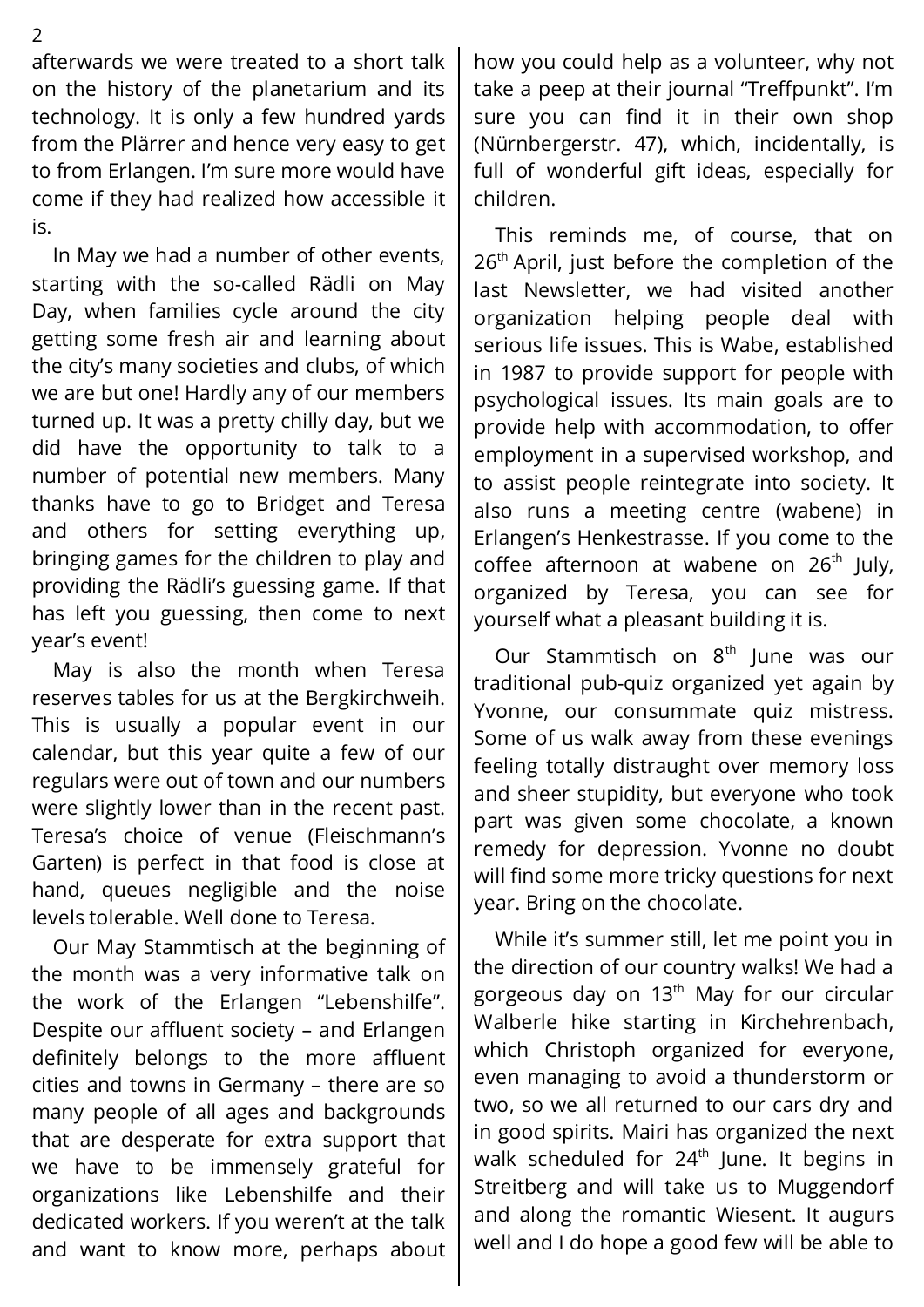afterwards we were treated to a short talk on the history of the planetarium and its technology. It is only a few hundred yards from the Plärrer and hence very easy to get to from Erlangen. I'm sure more would have come if they had realized how accessible it is.

In May we had a number of other events, starting with the so-called Rädli on May Day, when families cycle around the city getting some fresh air and learning about the city's many societies and clubs, of which we are but one! Hardly any of our members turned up. It was a pretty chilly day, but we did have the opportunity to talk to a number of potential new members. Many thanks have to go to Bridget and Teresa and others for setting everything up, bringing games for the children to play and providing the Rädli's guessing game. If that has left you guessing, then come to next year's event!

May is also the month when Teresa reserves tables for us at the Bergkirchweih. This is usually a popular event in our calendar, but this year quite a few of our regulars were out of town and our numbers were slightly lower than in the recent past. Teresa's choice of venue (Fleischmann's Garten) is perfect in that food is close at hand, queues negligible and the noise levels tolerable. Well done to Teresa.

Our May Stammtisch at the beginning of the month was a very informative talk on the work of the Erlangen "Lebenshilfe". Despite our affluent society – and Erlangen definitely belongs to the more affluent cities and towns in Germany – there are so many people of all ages and backgrounds that are desperate for extra support that we have to be immensely grateful for organizations like Lebenshilfe and their dedicated workers. If you weren't at the talk and want to know more, perhaps about how you could help as a volunteer, why not take a peep at their journal "Treffpunkt". I'm sure you can find it in their own shop (Nürnbergerstr. 47), which, incidentally, is full of wonderful gift ideas, especially for children.

This reminds me, of course, that on 26th April, just before the completion of the last Newsletter, we had visited another organization helping people deal with serious life issues. This is Wabe, established in 1987 to provide support for people with psychological issues. Its main goals are to provide help with accommodation, to offer employment in a supervised workshop, and to assist people reintegrate into society. It also runs a meeting centre (wabene) in Erlangen's Henkestrasse. If you come to the coffee afternoon at wabene on 26th July, organized by Teresa, you can see for yourself what a pleasant building it is.

Our Stammtisch on 8th June was our traditional pub-quiz organized yet again by Yvonne, our consummate quiz mistress. Some of us walk away from these evenings feeling totally distraught over memory loss and sheer stupidity, but everyone who took part was given some chocolate, a known remedy for depression. Yvonne no doubt will find some more tricky questions for next year. Bring on the chocolate.

While it's summer still, let me point you in the direction of our country walks! We had a gorgeous day on 13th May for our circular Walberle hike starting in Kirchehrenbach, which Christoph organized for everyone, even managing to avoid a thunderstorm or two, so we all returned to our cars dry and in good spirits. Mairi has organized the next walk scheduled for 24th June. It begins in Streitberg and will take us to Muggendorf and along the romantic Wiesent. It augurs well and I do hope a good few will be able to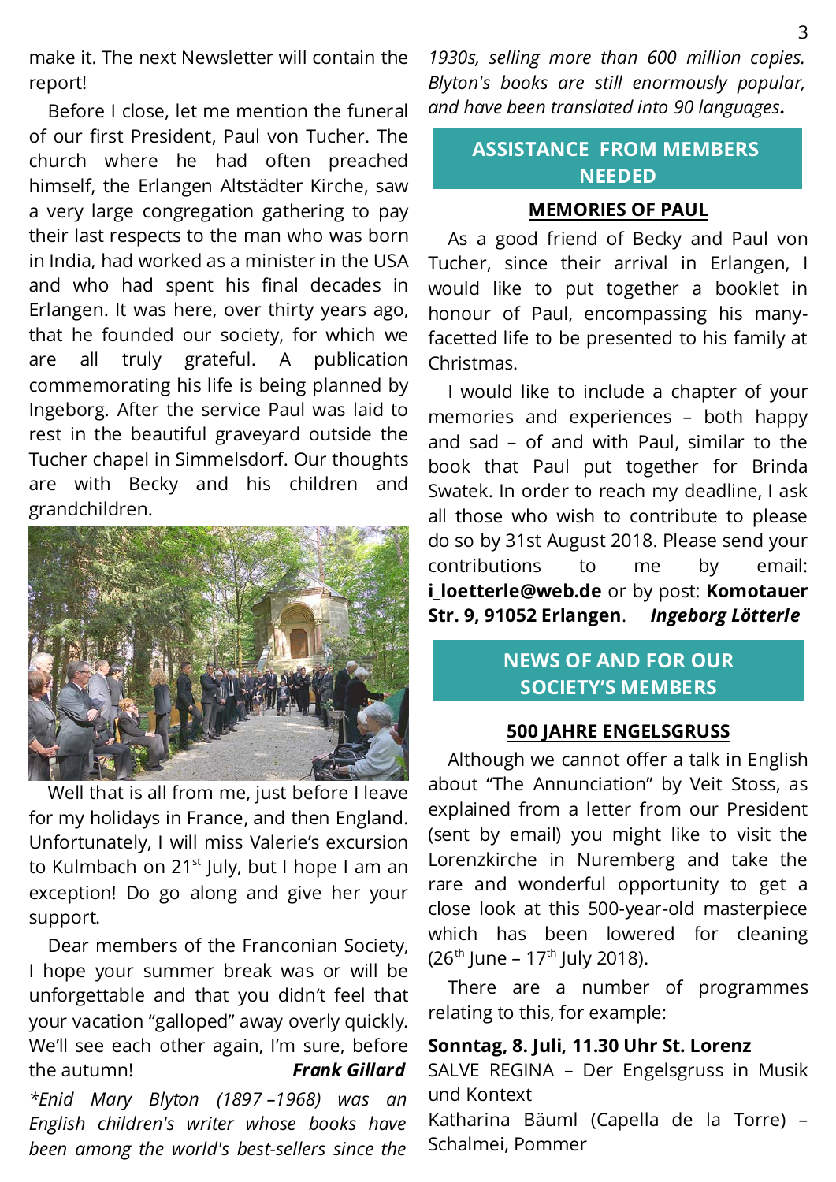make it. The next Newsletter will contain the report!

Before I close, let me mention the funeral of our first President, Paul von Tucher. The church where he had often preached himself, the Erlangen Altstädter Kirche, saw a very large congregation gathering to pay their last respects to the man who was born in India, had worked as a minister in the USA and who had spent his final decades in Erlangen. It was here, over thirty years ago, that he founded our society, for which we are all truly grateful. A publication commemorating his life is being planned by Ingeborg. After the service Paul was laid to rest in the beautiful graveyard outside the Tucher chapel in Simmelsdorf. Our thoughts are with Becky and his children and grandchildren.

Well that is all from me, just before I leave for my holidays in France, and then England. Unfortunately, I will miss Valerie's excursion to Kulmbach on 21st July, but I hope I am an exception! Do go along and give her your support.

Dear members of the Franconian Society, I hope your summer break was or will be unforgettable and that you didn't feel that your vacation "galloped" away overly quickly. We'll see each other again, I'm sure, before the autumn! ***Frank Gillard***

*\*Enid Mary Blyton (1897 –1968) was an English children's writer whose books have been among the world's best-sellers since the 1930s, selling more than 600 million copies. Blyton's books are still enormously popular, and have been translated into 90 languages.*

## ASSISTANCE FROM MEMBERS NEEDED

### MEMORIES OF PAUL

As a good friend of Becky and Paul von Tucher, since their arrival in Erlangen, I would like to put together a booklet in honour of Paul, encompassing his many-facetted life to be presented to his family at Christmas.

I would like to include a chapter of your memories and experiences – both happy and sad – of and with Paul, similar to the book that Paul put together for Brinda Swatek. In order to reach my deadline, I ask all those who wish to contribute to please do so by 31st August 2018. Please send your contributions to me by email: **i_loetterle@web.de** or by post: **Komotauer Str. 9, 91052 Erlangen**. ***Ingeborg Lötterle***

## NEWS OF AND FOR OUR SOCIETY'S MEMBERS

### 500 JAHRE ENGELSGRUSS

Although we cannot offer a talk in English about "The Annunciation" by Veit Stoss, as explained from a letter from our President (sent by email) you might like to visit the Lorenzkirche in Nuremberg and take the rare and wonderful opportunity to get a close look at this 500-year-old masterpiece which has been lowered for cleaning (26th June – 17th July 2018).

There are a number of programmes relating to this, for example:

**Sonntag, 8. Juli, 11.30 Uhr St. Lorenz**
SALVE REGINA – Der Engelsgruss in Musik und Kontext
Katharina Bäuml (Capella de la Torre) – Schalmei, Pommer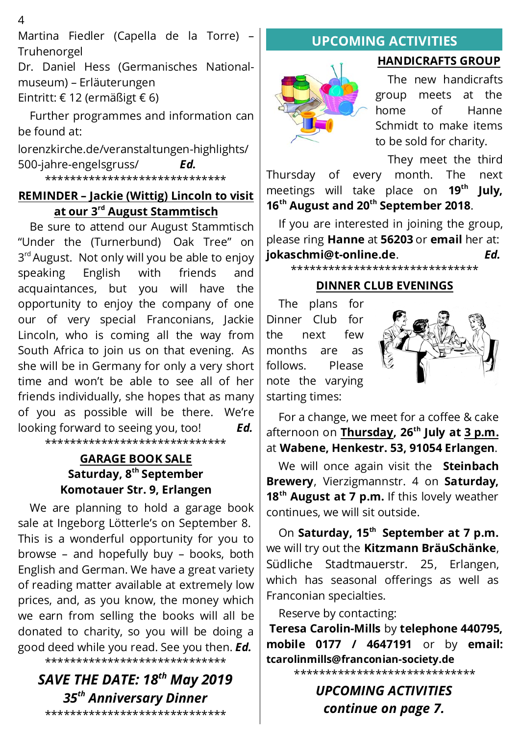Martina Fiedler (Capella de la Torre) – Truhenorgel

Dr. Daniel Hess (Germanisches Nationalmuseum) – Erläuterungen

Eintritt: € 12 (ermäßigt € 6)

Further programmes and information can be found at:

lorenzkirche.de/veranstaltungen-highlights/500-jahre-engelsgruss/ ***Ed.***

\*\*\*\*\*\*\*\*\*\*\*\*\*\*\*\*\*\*\*\*\*\*\*\*\*\*\*\*\*\*

## REMINDER – Jackie (Wittig) Lincoln to visit at our 3rd August Stammtisch

Be sure to attend our August Stammtisch "Under the (Turnerbund) Oak Tree" on 3rd August. Not only will you be able to enjoy speaking English with friends and acquaintances, but you will have the opportunity to enjoy the company of one our of very special Franconians, Jackie Lincoln, who is coming all the way from South Africa to join us on that evening. As she will be in Germany for only a very short time and won't be able to see all of her friends individually, she hopes that as many of you as possible will be there. We're looking forward to seeing you, too! ***Ed.***

\*\*\*\*\*\*\*\*\*\*\*\*\*\*\*\*\*\*\*\*\*\*\*\*\*\*\*\*\*\*

## GARAGE BOOK SALE

**Saturday, 8th September**
**Komotauer Str. 9, Erlangen**

We are planning to hold a garage book sale at Ingeborg Lötterle's on September 8. This is a wonderful opportunity for you to browse – and hopefully buy – books, both English and German. We have a great variety of reading matter available at extremely low prices, and, as you know, the money which we earn from selling the books will all be donated to charity, so you will be doing a good deed while you read. See you then. ***Ed.***

\*\*\*\*\*\*\*\*\*\*\*\*\*\*\*\*\*\*\*\*\*\*\*\*\*\*\*\*\*\*

***SAVE THE DATE: 18th May 2019***
***35th Anniversary Dinner***

\*\*\*\*\*\*\*\*\*\*\*\*\*\*\*\*\*\*\*\*\*\*\*\*\*\*\*\*\*\*

# UPCOMING ACTIVITIES

## HANDICRAFTS GROUP

The new handicrafts group meets at the home of Hanne Schmidt to make items to be sold for charity.

They meet the third Thursday of every month. The next meetings will take place on **19th July, 16th August and 20th September 2018**.

If you are interested in joining the group, please ring **Hanne** at **56203** or **email** her at: **jokaschmi@t-online.de**. ***Ed.***

\*\*\*\*\*\*\*\*\*\*\*\*\*\*\*\*\*\*\*\*\*\*\*\*\*\*\*\*\*\*

## DINNER CLUB EVENINGS

The plans for Dinner Club for the next few months are as follows. Please note the varying starting times:

For a change, we meet for a coffee & cake afternoon on **Thursday, 26th July at 3 p.m.** at **Wabene, Henkestr. 53, 91054 Erlangen**.

We will once again visit the **Steinbach Brewery**, Vierzigmannstr. 4 on **Saturday, 18th August at 7 p.m.** If this lovely weather continues, we will sit outside.

On **Saturday, 15th September at 7 p.m.** we will try out the **Kitzmann BräuSchänke**, Südliche Stadtmauerstr. 25, Erlangen, which has seasonal offerings as well as Franconian specialties.

Reserve by contacting:

**Teresa Carolin-Mills** by **telephone 440795, mobile 0177 / 4647191** or by **email: tcarolinmills@franconian-society.de**

\*\*\*\*\*\*\*\*\*\*\*\*\*\*\*\*\*\*\*\*\*\*\*\*\*\*\*\*\*\*

***UPCOMING ACTIVITIES continue on page 7.***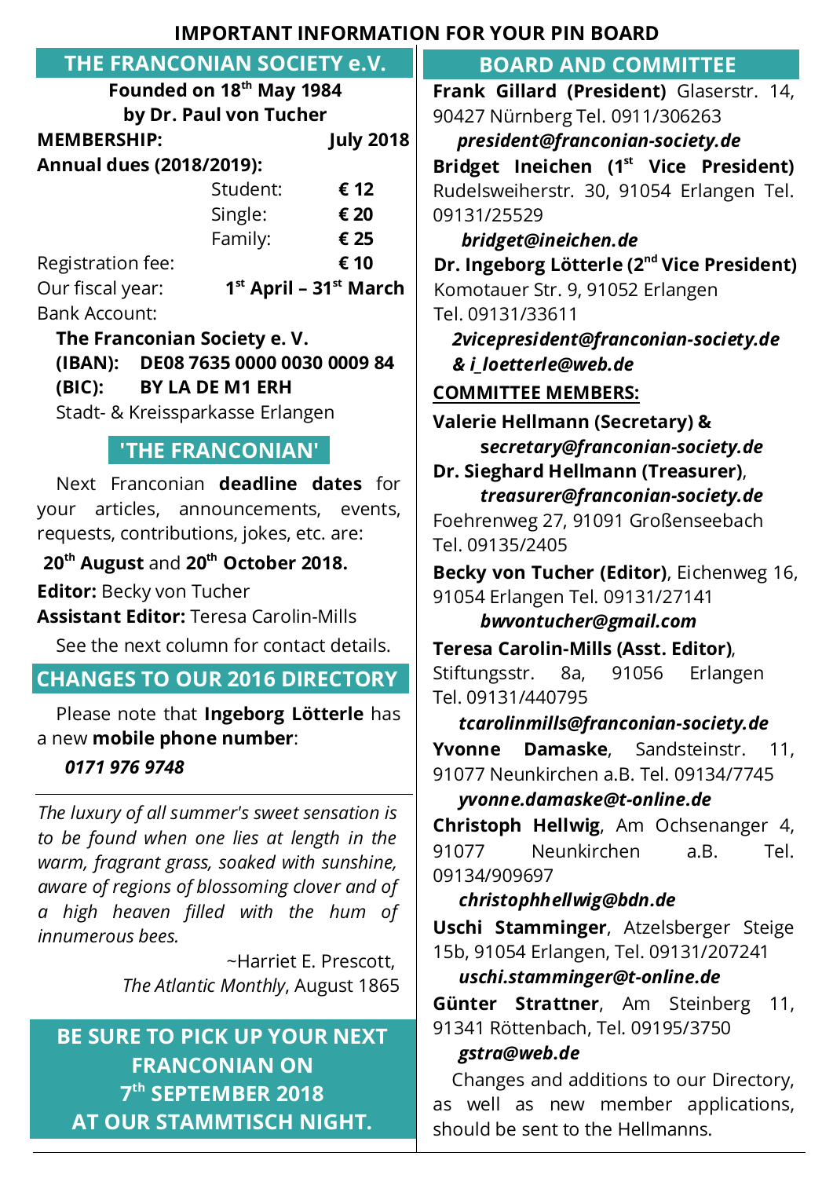# IMPORTANT INFORMATION FOR YOUR PIN BOARD

## THE FRANCONIAN SOCIETY e.V.

**Founded on 18th May 1984**
**by Dr. Paul von Tucher**

**MEMBERSHIP:** **July 2018**

**Annual dues (2018/2019):**

| | | |
|---|---|---|
| | Student: | **€ 12** |
| | Single: | **€ 20** |
| | Family: | **€ 25** |
| Registration fee: | | **€ 10** |

Our fiscal year: **1st April – 31st March**

Bank Account:

**The Franconian Society e. V.**
**(IBAN): DE08 7635 0000 0030 0009 84**
**(BIC): BY LA DE M1 ERH**
Stadt- & Kreissparkasse Erlangen

## 'THE FRANCONIAN'

Next Franconian **deadline dates** for your articles, announcements, events, requests, contributions, jokes, etc. are:

**20th August** and **20th October 2018.**

**Editor:** Becky von Tucher
**Assistant Editor:** Teresa Carolin-Mills

See the next column for contact details.

## CHANGES TO OUR 2016 DIRECTORY

Please note that **Ingeborg Lötterle** has a new **mobile phone number**:

***0171 976 9748***

---

*The luxury of all summer's sweet sensation is to be found when one lies at length in the warm, fragrant grass, soaked with sunshine, aware of regions of blossoming clover and of a high heaven filled with the hum of innumerous bees.*

~Harriet E. Prescott, *The Atlantic Monthly*, August 1865

**BE SURE TO PICK UP YOUR NEXT FRANCONIAN ON 7th SEPTEMBER 2018 AT OUR STAMMTISCH NIGHT.**

## BOARD AND COMMITTEE

**Frank Gillard (President)** Glaserstr. 14, 90427 Nürnberg Tel. 0911/306263
***president@franconian-society.de***

**Bridget Ineichen (1st Vice President)** Rudelsweiherstr. 30, 91054 Erlangen Tel. 09131/25529
***bridget@ineichen.de***

**Dr. Ingeborg Lötterle (2nd Vice President)** Komotauer Str. 9, 91052 Erlangen
Tel. 09131/33611
***2vicepresident@franconian-society.de***
***& i_loetterle@web.de***

**COMMITTEE MEMBERS:**

**Valerie Hellmann (Secretary) &**
***secretary@franconian-society.de***

**Dr. Sieghard Hellmann (Treasurer)**,
***treasurer@franconian-society.de***
Foehrenweg 27, 91091 Großenseebach
Tel. 09135/2405

**Becky von Tucher (Editor)**, Eichenweg 16, 91054 Erlangen Tel. 09131/27141
***bwvontucher@gmail.com***

**Teresa Carolin-Mills (Asst. Editor)**, Stiftungsstr. 8a, 91056 Erlangen
Tel. 09131/440795
***tcarolinmills@franconian-society.de***

**Yvonne Damaske**, Sandsteinstr. 11, 91077 Neunkirchen a.B. Tel. 09134/7745
***yvonne.damaske@t-online.de***

**Christoph Hellwig**, Am Ochsenanger 4, 91077 Neunkirchen a.B. Tel. 09134/909697
***christophhellwig@bdn.de***

**Uschi Stamminger**, Atzelsberger Steige 15b, 91054 Erlangen, Tel. 09131/207241
***uschi.stamminger@t-online.de***

**Günter Strattner**, Am Steinberg 11, 91341 Röttenbach, Tel. 09195/3750
***gstra@web.de***

Changes and additions to our Directory, as well as new member applications, should be sent to the Hellmanns.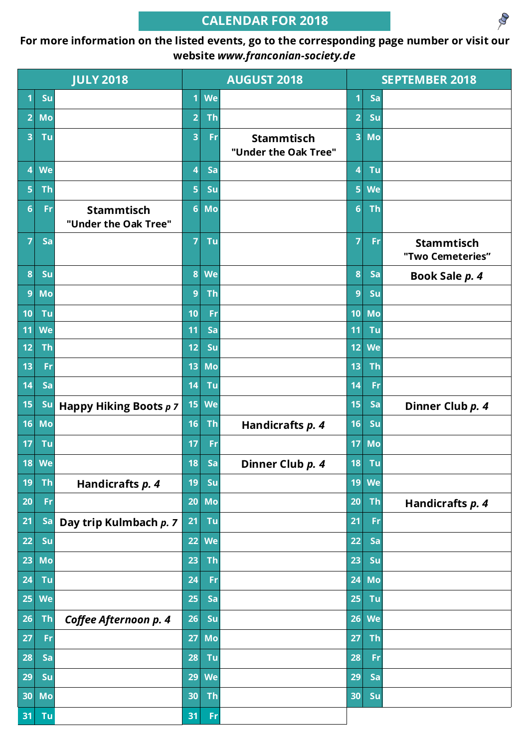# CALENDAR FOR 2018

**For more information on the listed events, go to the corresponding page number or visit our website *www.franconian-society.de***

| JULY 2018 | | | AUGUST 2018 | | | SEPTEMBER 2018 | | |
|---|---|---|---|---|---|---|---|---|
| 1 | Su | | 1 | We | | 1 | Sa | |
| 2 | Mo | | 2 | Th | | 2 | Su | |
| 3 | Tu | | 3 | Fr | **Stammtisch "Under the Oak Tree"** | 3 | Mo | |
| 4 | We | | 4 | Sa | | 4 | Tu | |
| 5 | Th | | 5 | Su | | 5 | We | |
| 6 | Fr | **Stammtisch "Under the Oak Tree"** | 6 | Mo | | 6 | Th | |
| 7 | Sa | | 7 | Tu | | 7 | Fr | **Stammtisch "Two Cemeteries"** |
| 8 | Su | | 8 | We | | 8 | Sa | **Book Sale *p. 4*** |
| 9 | Mo | | 9 | Th | | 9 | Su | |
| 10 | Tu | | 10 | Fr | | 10 | Mo | |
| 11 | We | | 11 | Sa | | 11 | Tu | |
| 12 | Th | | 12 | Su | | 12 | We | |
| 13 | Fr | | 13 | Mo | | 13 | Th | |
| 14 | Sa | | 14 | Tu | | 14 | Fr | |
| 15 | Su | **Happy Hiking Boots *p 7*** | 15 | We | | 15 | Sa | **Dinner Club *p. 4*** |
| 16 | Mo | | 16 | Th | **Handicrafts *p. 4*** | 16 | Su | |
| 17 | Tu | | 17 | Fr | | 17 | Mo | |
| 18 | We | | 18 | Sa | **Dinner Club *p. 4*** | 18 | Tu | |
| 19 | Th | **Handicrafts *p. 4*** | 19 | Su | | 19 | We | |
| 20 | Fr | | 20 | Mo | | 20 | Th | **Handicrafts *p. 4*** |
| 21 | Sa | **Day trip Kulmbach *p. 7*** | 21 | Tu | | 21 | Fr | |
| 22 | Su | | 22 | We | | 22 | Sa | |
| 23 | Mo | | 23 | Th | | 23 | Su | |
| 24 | Tu | | 24 | Fr | | 24 | Mo | |
| 25 | We | | 25 | Sa | | 25 | Tu | |
| 26 | Th | ***Coffee Afternoon p. 4*** | 26 | Su | | 26 | We | |
| 27 | Fr | | 27 | Mo | | 27 | Th | |
| 28 | Sa | | 28 | Tu | | 28 | Fr | |
| 29 | Su | | 29 | We | | 29 | Sa | |
| 30 | Mo | | 30 | Th | | 30 | Su | |
| 31 | Tu | | 31 | Fr | | | | |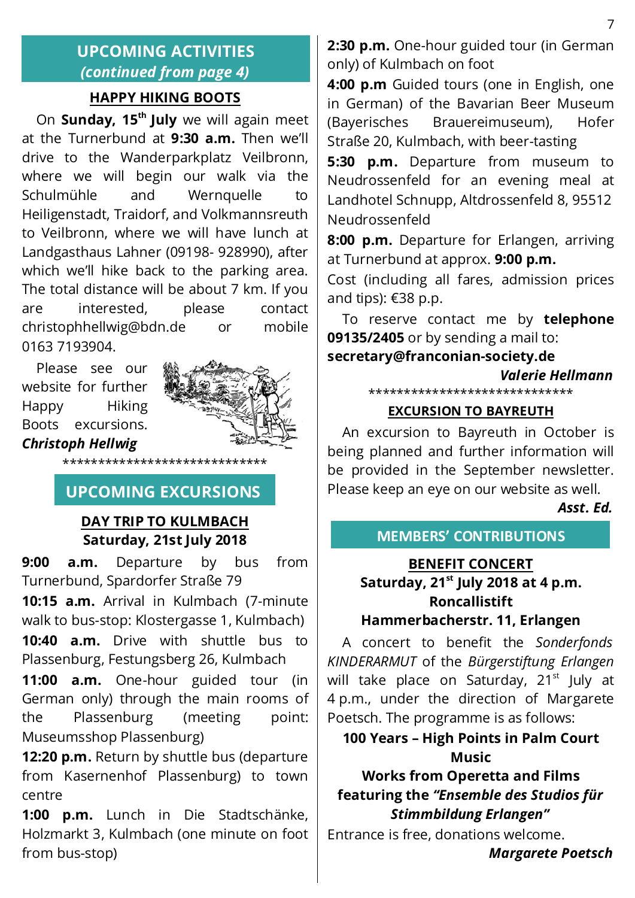## UPCOMING ACTIVITIES
*(continued from page 4)*

### HAPPY HIKING BOOTS

On **Sunday, 15th July** we will again meet at the Turnerbund at **9:30 a.m.** Then we'll drive to the Wanderparkplatz Veilbronn, where we will begin our walk via the Schulmühle and Wernquelle to Heiligenstadt, Traidorf, and Volkmannsreuth to Veilbronn, where we will have lunch at Landgasthaus Lahner (09198- 928990), after which we'll hike back to the parking area. The total distance will be about 7 km. If you are interested, please contact christophhellwig@bdn.de or mobile 0163 7193904.

Please see our website for further Happy Hiking Boots excursions.

***Christoph Hellwig***

\*\*\*\*\*\*\*\*\*\*\*\*\*\*\*\*\*\*\*\*\*\*\*\*\*\*\*\*\*\*

## UPCOMING EXCURSIONS

### DAY TRIP TO KULMBACH
**Saturday, 21st July 2018**

**9:00 a.m.** Departure by bus from Turnerbund, Spardorfer Straße 79

**10:15 a.m.** Arrival in Kulmbach (7-minute walk to bus-stop: Klostergasse 1, Kulmbach)

**10:40 a.m.** Drive with shuttle bus to Plassenburg, Festungsberg 26, Kulmbach

**11:00 a.m.** One-hour guided tour (in German only) through the main rooms of the Plassenburg (meeting point: Museumsshop Plassenburg)

**12:20 p.m.** Return by shuttle bus (departure from Kasernenhof Plassenburg) to town centre

**1:00 p.m.** Lunch in Die Stadtschänke, Holzmarkt 3, Kulmbach (one minute on foot from bus-stop)

**2:30 p.m.** One-hour guided tour (in German only) of Kulmbach on foot

**4:00 p.m** Guided tours (one in English, one in German) of the Bavarian Beer Museum (Bayerisches Brauereimuseum), Hofer Straße 20, Kulmbach, with beer-tasting

**5:30 p.m.** Departure from museum to Neudrossenfeld for an evening meal at Landhotel Schnupp, Altdrossenfeld 8, 95512 Neudrossenfeld

**8:00 p.m.** Departure for Erlangen, arriving at Turnerbund at approx. **9:00 p.m.**

Cost (including all fares, admission prices and tips): €38 p.p.

To reserve contact me by **telephone 09135/2405** or by sending a mail to: **secretary@franconian-society.de**

***Valerie Hellmann***

\*\*\*\*\*\*\*\*\*\*\*\*\*\*\*\*\*\*\*\*\*\*\*\*\*\*\*\*\*\*

### EXCURSION TO BAYREUTH

An excursion to Bayreuth in October is being planned and further information will be provided in the September newsletter. Please keep an eye on our website as well.

***Asst. Ed.***

## MEMBERS' CONTRIBUTIONS

### BENEFIT CONCERT
**Saturday, 21st July 2018 at 4 p.m.**
**Roncallistift**
**Hammerbacherstr. 11, Erlangen**

A concert to benefit the *Sonderfonds KINDERARMUT* of the *Bürgerstiftung Erlangen* will take place on Saturday, 21st July at 4 p.m., under the direction of Margarete Poetsch. The programme is as follows:

**100 Years – High Points in Palm Court Music**
**Works from Operetta and Films featuring the *"Ensemble des Studios für Stimmbildung Erlangen"***

Entrance is free, donations welcome.

***Margarete Poetsch***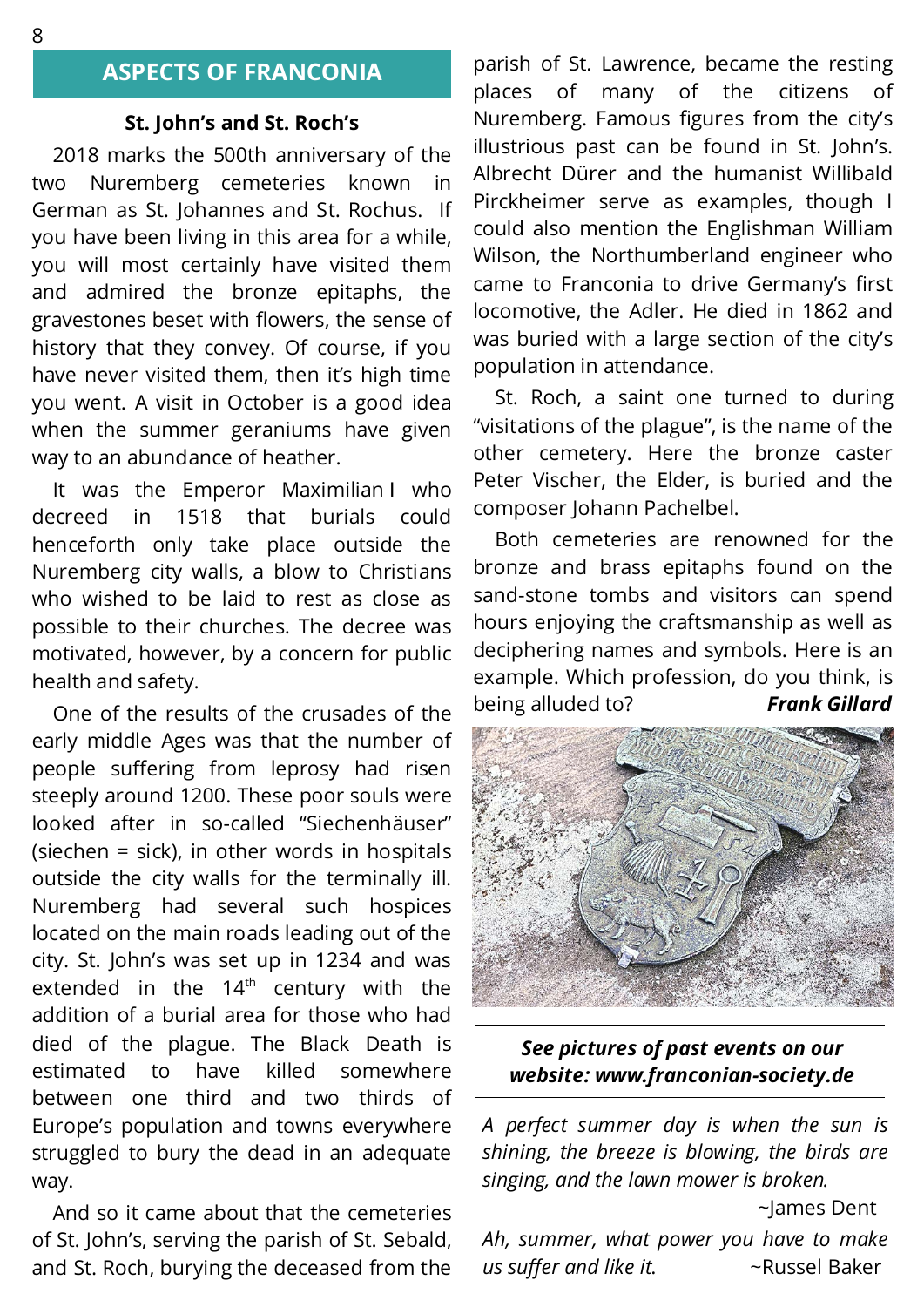## ASPECTS OF FRANCONIA

### St. John's and St. Roch's

2018 marks the 500th anniversary of the two Nuremberg cemeteries known in German as St. Johannes and St. Rochus. If you have been living in this area for a while, you will most certainly have visited them and admired the bronze epitaphs, the gravestones beset with flowers, the sense of history that they convey. Of course, if you have never visited them, then it's high time you went. A visit in October is a good idea when the summer geraniums have given way to an abundance of heather.

It was the Emperor Maximilian I who decreed in 1518 that burials could henceforth only take place outside the Nuremberg city walls, a blow to Christians who wished to be laid to rest as close as possible to their churches. The decree was motivated, however, by a concern for public health and safety.

One of the results of the crusades of the early middle Ages was that the number of people suffering from leprosy had risen steeply around 1200. These poor souls were looked after in so-called "Siechenhäuser" (siechen = sick), in other words in hospitals outside the city walls for the terminally ill. Nuremberg had several such hospices located on the main roads leading out of the city. St. John's was set up in 1234 and was extended in the 14th century with the addition of a burial area for those who had died of the plague. The Black Death is estimated to have killed somewhere between one third and two thirds of Europe's population and towns everywhere struggled to bury the dead in an adequate way.

And so it came about that the cemeteries of St. John's, serving the parish of St. Sebald, and St. Roch, burying the deceased from the parish of St. Lawrence, became the resting places of many of the citizens of Nuremberg. Famous figures from the city's illustrious past can be found in St. John's. Albrecht Dürer and the humanist Willibald Pirckheimer serve as examples, though I could also mention the Englishman William Wilson, the Northumberland engineer who came to Franconia to drive Germany's first locomotive, the Adler. He died in 1862 and was buried with a large section of the city's population in attendance.

St. Roch, a saint one turned to during "visitations of the plague", is the name of the other cemetery. Here the bronze caster Peter Vischer, the Elder, is buried and the composer Johann Pachelbel.

Both cemeteries are renowned for the bronze and brass epitaphs found on the sand-stone tombs and visitors can spend hours enjoying the craftsmanship as well as deciphering names and symbols. Here is an example. Which profession, do you think, is being alluded to? ***Frank Gillard***

---

***See pictures of past events on our website: www.franconian-society.de***

---

*A perfect summer day is when the sun is shining, the breeze is blowing, the birds are singing, and the lawn mower is broken.*

~James Dent

*Ah, summer, what power you have to make us suffer and like it.* ~Russel Baker